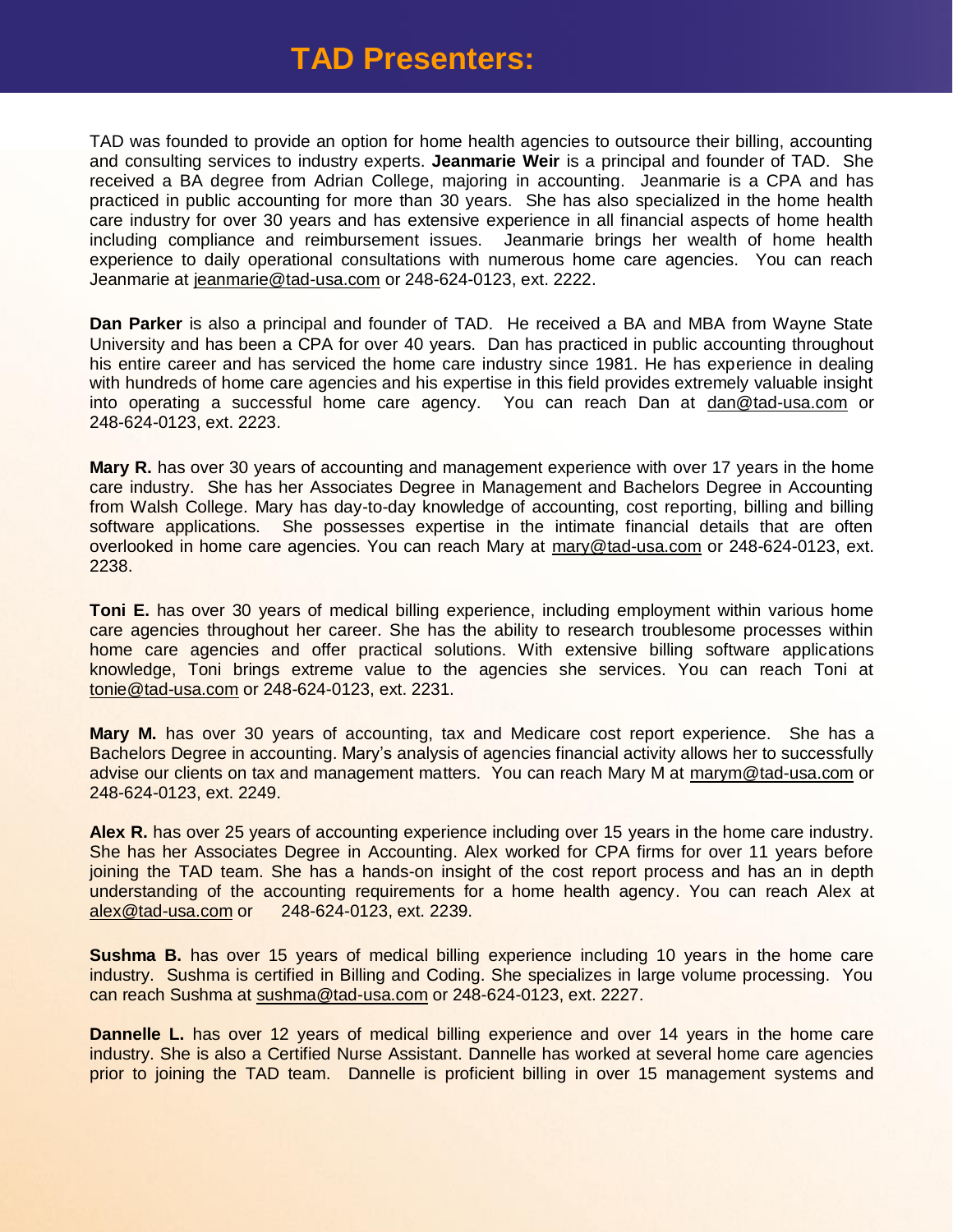# TAD Presenters:

TAD was founded to provide an option for home health agencies to outsource their billing, accounting and consulting services to industry experts. **Jeanmarie Weir** is a principal and founder of TAD. She received a BA degree from Adrian College, majoring in accounting. Jeanmarie is a CPA and has practiced in public accounting for more than 30 years. She has also specialized in the home health care industry for over 30 years and has extensive experience in all financial aspects of home health including compliance and reimbursement issues. Jeanmarie brings her wealth of home health experience to daily operational consultations with numerous home care agencies. You can reach Jeanmarie at jeanmarie@tad-usa.com or 248-624-0123, ext. 2222.

**Dan Parker** is also a principal and founder of TAD. He received a BA and MBA from Wayne State University and has been a CPA for over 40 years. Dan has practiced in public accounting throughout his entire career and has serviced the home care industry since 1981. He has experience in dealing with hundreds of home care agencies and his expertise in this field provides extremely valuable insight into operating a successful home care agency. You can reach Dan at dan@tad-usa.com or 248-624-0123, ext. 2223.

**Mary R.** has over 30 years of accounting and management experience with over 17 years in the home care industry. She has her Associates Degree in Management and Bachelors Degree in Accounting from Walsh College. Mary has day-to-day knowledge of accounting, cost reporting, billing and billing software applications. She possesses expertise in the intimate financial details that are often overlooked in home care agencies. You can reach Mary at mary@tad-usa.com or 248-624-0123, ext. 2238.

**Toni E.** has over 30 years of medical billing experience, including employment within various home care agencies throughout her career. She has the ability to research troublesome processes within home care agencies and offer practical solutions. With extensive billing software applications knowledge, Toni brings extreme value to the agencies she services. You can reach Toni at tonie@tad-usa.com or 248-624-0123, ext. 2231.

**Mary M.** has over 30 years of accounting, tax and Medicare cost report experience. She has a Bachelors Degree in accounting. Mary's analysis of agencies financial activity allows her to successfully advise our clients on tax and management matters. You can reach Mary M at marym@tad-usa.com or 248-624-0123, ext. 2249.

**Alex R.** has over 25 years of accounting experience including over 15 years in the home care industry. She has her Associates Degree in Accounting. Alex worked for CPA firms for over 11 years before joining the TAD team. She has a hands-on insight of the cost report process and has an in depth understanding of the accounting requirements for a home health agency. You can reach Alex at alex@tad-usa.com or 248-624-0123, ext. 2239.

**Sushma B.** has over 15 years of medical billing experience including 10 years in the home care industry. Sushma is certified in Billing and Coding. She specializes in large volume processing. You can reach Sushma at sushma@tad-usa.com or 248-624-0123, ext. 2227.

**Dannelle L.** has over 12 years of medical billing experience and over 14 years in the home care industry. She is also a Certified Nurse Assistant. Dannelle has worked at several home care agencies prior to joining the TAD team. Dannelle is proficient billing in over 15 management systems and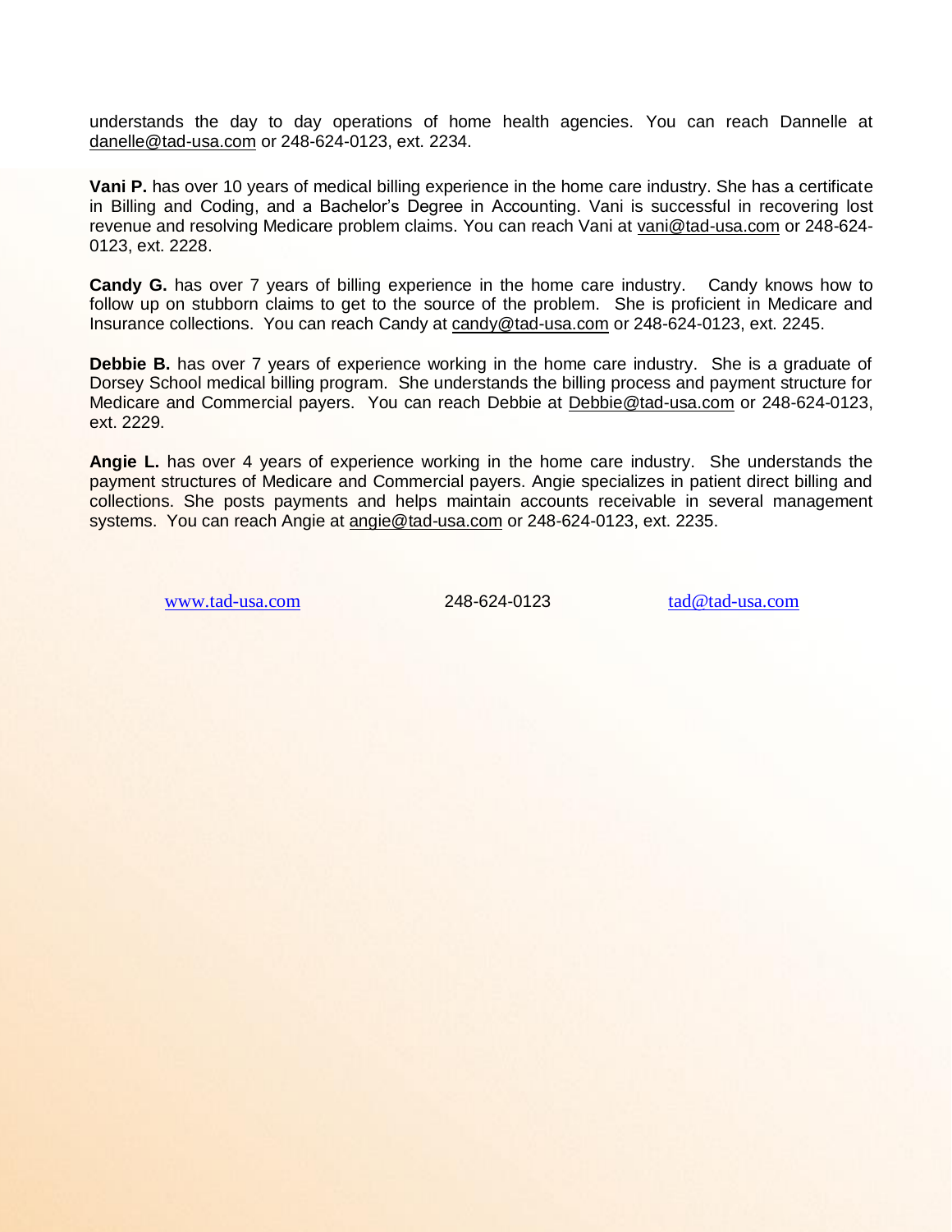understands the day to day operations of home health agencies. You can reach Dannelle at danelle@tad-usa.com or 248-624-0123, ext. 2234.

**Vani P.** has over 10 years of medical billing experience in the home care industry. She has a certificate in Billing and Coding, and a Bachelor's Degree in Accounting. Vani is successful in recovering lost revenue and resolving Medicare problem claims. You can reach Vani at vani@tad-usa.com or 248-624-0123, ext. 2228.

**Candy G.** has over 7 years of billing experience in the home care industry. Candy knows how to follow up on stubborn claims to get to the source of the problem. She is proficient in Medicare and Insurance collections. You can reach Candy at candy@tad-usa.com or 248-624-0123, ext. 2245.

**Debbie B.** has over 7 years of experience working in the home care industry. She is a graduate of Dorsey School medical billing program. She understands the billing process and payment structure for Medicare and Commercial payers. You can reach Debbie at Debbie@tad-usa.com or 248-624-0123, ext. 2229.

**Angie L.** has over 4 years of experience working in the home care industry. She understands the payment structures of Medicare and Commercial payers. Angie specializes in patient direct billing and collections. She posts payments and helps maintain accounts receivable in several management systems. You can reach Angie at angie@tad-usa.com or 248-624-0123, ext. 2235.

www.tad-usa.com 248-624-0123 tad@tad-usa.com